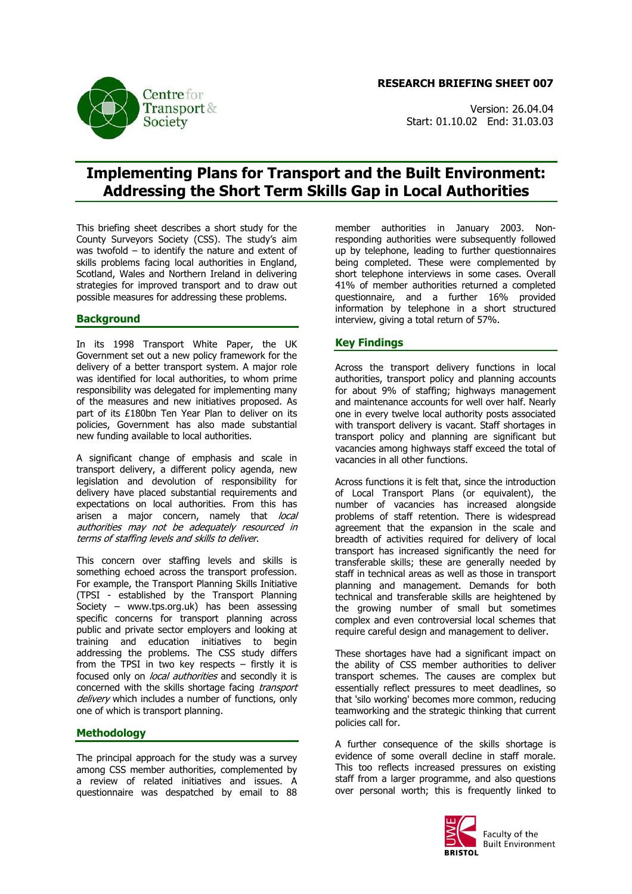**RESEARCH BRIEFING SHEET 007**

Version: 26.04.04
Start: 01.10.02 End: 31.03.03

# Implementing Plans for Transport and the Built Environment: Addressing the Short Term Skills Gap in Local Authorities

This briefing sheet describes a short study for the County Surveyors Society (CSS). The study's aim was twofold – to identify the nature and extent of skills problems facing local authorities in England, Scotland, Wales and Northern Ireland in delivering strategies for improved transport and to draw out possible measures for addressing these problems.

## Background

In its 1998 Transport White Paper, the UK Government set out a new policy framework for the delivery of a better transport system. A major role was identified for local authorities, to whom prime responsibility was delegated for implementing many of the measures and new initiatives proposed. As part of its £180bn Ten Year Plan to deliver on its policies, Government has also made substantial new funding available to local authorities.

A significant change of emphasis and scale in transport delivery, a different policy agenda, new legislation and devolution of responsibility for delivery have placed substantial requirements and expectations on local authorities. From this has arisen a major concern, namely that *local authorities may not be adequately resourced in terms of staffing levels and skills to deliver*.

This concern over staffing levels and skills is something echoed across the transport profession. For example, the Transport Planning Skills Initiative (TPSI - established by the Transport Planning Society – www.tps.org.uk) has been assessing specific concerns for transport planning across public and private sector employers and looking at training and education initiatives to begin addressing the problems. The CSS study differs from the TPSI in two key respects – firstly it is focused only on *local authorities* and secondly it is concerned with the skills shortage facing *transport delivery* which includes a number of functions, only one of which is transport planning.

## Methodology

The principal approach for the study was a survey among CSS member authorities, complemented by a review of related initiatives and issues. A questionnaire was despatched by email to 88 member authorities in January 2003. Non-responding authorities were subsequently followed up by telephone, leading to further questionnaires being completed. These were complemented by short telephone interviews in some cases. Overall 41% of member authorities returned a completed questionnaire, and a further 16% provided information by telephone in a short structured interview, giving a total return of 57%.

## Key Findings

Across the transport delivery functions in local authorities, transport policy and planning accounts for about 9% of staffing; highways management and maintenance accounts for well over half. Nearly one in every twelve local authority posts associated with transport delivery is vacant. Staff shortages in transport policy and planning are significant but vacancies among highways staff exceed the total of vacancies in all other functions.

Across functions it is felt that, since the introduction of Local Transport Plans (or equivalent), the number of vacancies has increased alongside problems of staff retention. There is widespread agreement that the expansion in the scale and breadth of activities required for delivery of local transport has increased significantly the need for transferable skills; these are generally needed by staff in technical areas as well as those in transport planning and management. Demands for both technical and transferable skills are heightened by the growing number of small but sometimes complex and even controversial local schemes that require careful design and management to deliver.

These shortages have had a significant impact on the ability of CSS member authorities to deliver transport schemes. The causes are complex but essentially reflect pressures to meet deadlines, so that 'silo working' becomes more common, reducing teamworking and the strategic thinking that current policies call for.

A further consequence of the skills shortage is evidence of some overall decline in staff morale. This too reflects increased pressures on existing staff from a larger programme, and also questions over personal worth; this is frequently linked to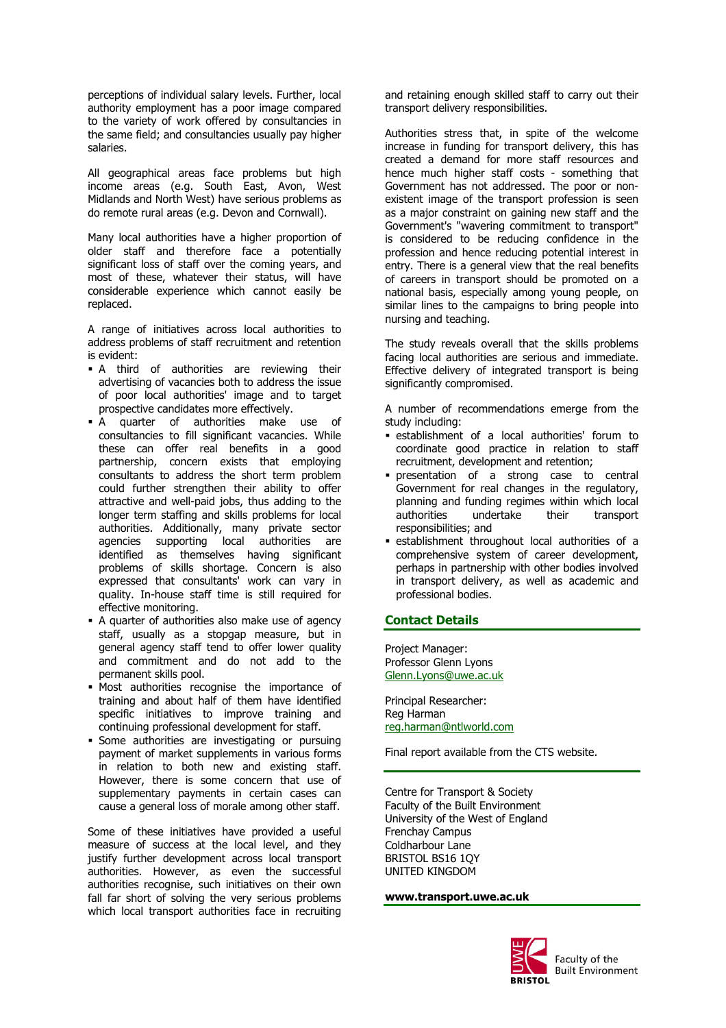perceptions of individual salary levels. Further, local authority employment has a poor image compared to the variety of work offered by consultancies in the same field; and consultancies usually pay higher salaries.

All geographical areas face problems but high income areas (e.g. South East, Avon, West Midlands and North West) have serious problems as do remote rural areas (e.g. Devon and Cornwall).

Many local authorities have a higher proportion of older staff and therefore face a potentially significant loss of staff over the coming years, and most of these, whatever their status, will have considerable experience which cannot easily be replaced.

A range of initiatives across local authorities to address problems of staff recruitment and retention is evident:

- A third of authorities are reviewing their advertising of vacancies both to address the issue of poor local authorities' image and to target prospective candidates more effectively.
- A quarter of authorities make use of consultancies to fill significant vacancies. While these can offer real benefits in a good partnership, concern exists that employing consultants to address the short term problem could further strengthen their ability to offer attractive and well-paid jobs, thus adding to the longer term staffing and skills problems for local authorities. Additionally, many private sector agencies supporting local authorities are identified as themselves having significant problems of skills shortage. Concern is also expressed that consultants' work can vary in quality. In-house staff time is still required for effective monitoring.
- A quarter of authorities also make use of agency staff, usually as a stopgap measure, but in general agency staff tend to offer lower quality and commitment and do not add to the permanent skills pool.
- Most authorities recognise the importance of training and about half of them have identified specific initiatives to improve training and continuing professional development for staff.
- Some authorities are investigating or pursuing payment of market supplements in various forms in relation to both new and existing staff. However, there is some concern that use of supplementary payments in certain cases can cause a general loss of morale among other staff.

Some of these initiatives have provided a useful measure of success at the local level, and they justify further development across local transport authorities. However, as even the successful authorities recognise, such initiatives on their own fall far short of solving the very serious problems which local transport authorities face in recruiting and retaining enough skilled staff to carry out their transport delivery responsibilities.

Authorities stress that, in spite of the welcome increase in funding for transport delivery, this has created a demand for more staff resources and hence much higher staff costs - something that Government has not addressed. The poor or non-existent image of the transport profession is seen as a major constraint on gaining new staff and the Government's "wavering commitment to transport" is considered to be reducing confidence in the profession and hence reducing potential interest in entry. There is a general view that the real benefits of careers in transport should be promoted on a national basis, especially among young people, on similar lines to the campaigns to bring people into nursing and teaching.

The study reveals overall that the skills problems facing local authorities are serious and immediate. Effective delivery of integrated transport is being significantly compromised.

A number of recommendations emerge from the study including:

- establishment of a local authorities' forum to coordinate good practice in relation to staff recruitment, development and retention;
- presentation of a strong case to central Government for real changes in the regulatory, planning and funding regimes within which local authorities undertake their transport responsibilities; and
- establishment throughout local authorities of a comprehensive system of career development, perhaps in partnership with other bodies involved in transport delivery, as well as academic and professional bodies.

## Contact Details

Project Manager:
Professor Glenn Lyons
Glenn.Lyons@uwe.ac.uk

Principal Researcher:
Reg Harman
reg.harman@ntlworld.com

Final report available from the CTS website.

Centre for Transport & Society
Faculty of the Built Environment
University of the West of England
Frenchay Campus
Coldharbour Lane
BRISTOL BS16 1QY
UNITED KINGDOM

**www.transport.uwe.ac.uk**

UWE BRISTOL Faculty of the Built Environment